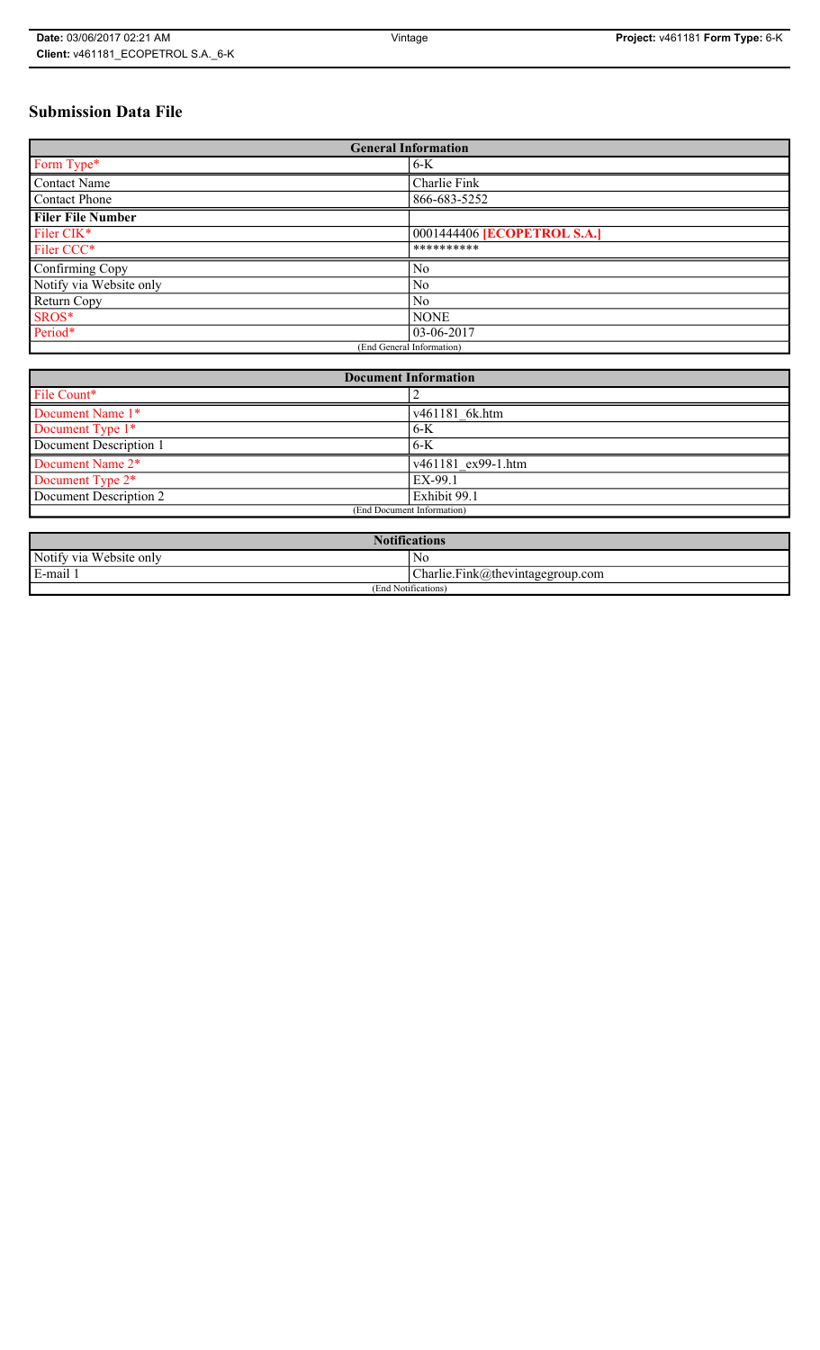# Submission Data File

| General Information | |
|---|---|
| Form Type* | 6-K |
| Contact Name | Charlie Fink |
| Contact Phone | 866-683-5252 |
| **Filer File Number** | |
| Filer CIK* | 0001444406 **[ECOPETROL S.A.]** |
| Filer CCC* | ********** |
| Confirming Copy | No |
| Notify via Website only | No |
| Return Copy | No |
| SROS* | NONE |
| Period* | 03-06-2017 |
| (End General Information) | |

| Document Information | |
|---|---|
| File Count* | 2 |
| Document Name 1* | v461181_6k.htm |
| Document Type 1* | 6-K |
| Document Description 1 | 6-K |
| Document Name 2* | v461181_ex99-1.htm |
| Document Type 2* | EX-99.1 |
| Document Description 2 | Exhibit 99.1 |
| (End Document Information) | |

| Notifications | |
|---|---|
| Notify via Website only | No |
| E-mail 1 | Charlie.Fink@thevintagegroup.com |
| (End Notifications) | |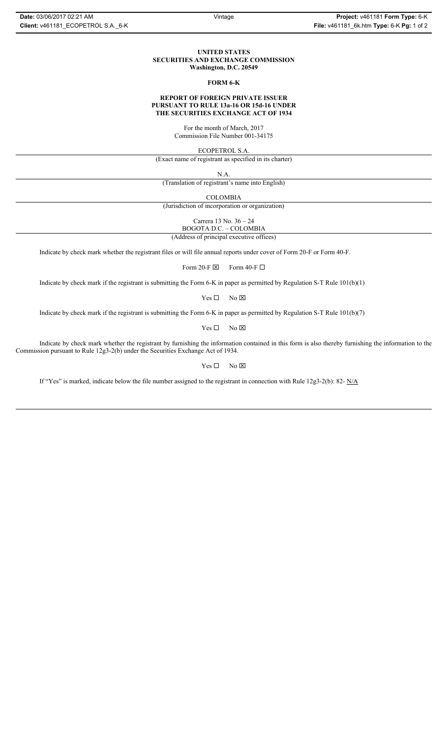**UNITED STATES**
**SECURITIES AND EXCHANGE COMMISSION**
**Washington, D.C. 20549**

**FORM 6-K**

**REPORT OF FOREIGN PRIVATE ISSUER**
**PURSUANT TO RULE 13a-16 OR 15d-16 UNDER**
**THE SECURITIES EXCHANGE ACT OF 1934**

For the month of March, 2017
Commission File Number 001-34175

ECOPETROL S.A.
(Exact name of registrant as specified in its charter)

N.A.
(Translation of registrant's name into English)

COLOMBIA
(Jurisdiction of incorporation or organization)

Carrera 13 No. 36 – 24
BOGOTA D.C. – COLOMBIA
(Address of principal executive offices)

Indicate by check mark whether the registrant files or will file annual reports under cover of Form 20-F or Form 40-F.

Form 20-F ☒ Form 40-F ☐

Indicate by check mark if the registrant is submitting the Form 6-K in paper as permitted by Regulation S-T Rule 101(b)(1)

Yes ☐ No ☒

Indicate by check mark if the registrant is submitting the Form 6-K in paper as permitted by Regulation S-T Rule 101(b)(7)

Yes ☐ No ☒

Indicate by check mark whether the registrant by furnishing the information contained in this form is also thereby furnishing the information to the Commission pursuant to Rule 12g3-2(b) under the Securities Exchange Act of 1934.

Yes ☐ No ☒

If "Yes" is marked, indicate below the file number assigned to the registrant in connection with Rule 12g3-2(b): 82- N/A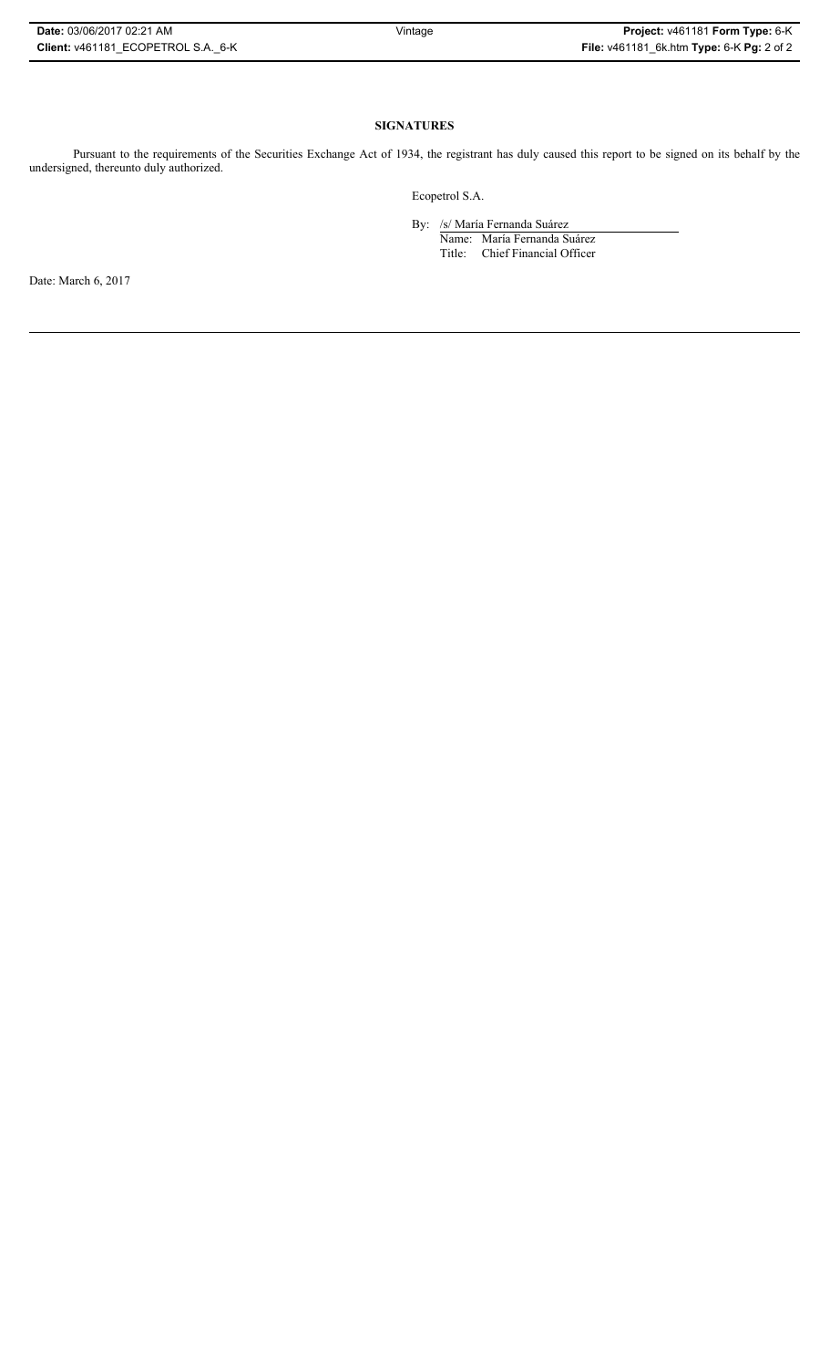**SIGNATURES**

Pursuant to the requirements of the Securities Exchange Act of 1934, the registrant has duly caused this report to be signed on its behalf by the undersigned, thereunto duly authorized.

Ecopetrol S.A.

By: /s/ María Fernanda Suárez
Name: María Fernanda Suárez
Title: Chief Financial Officer

Date: March 6, 2017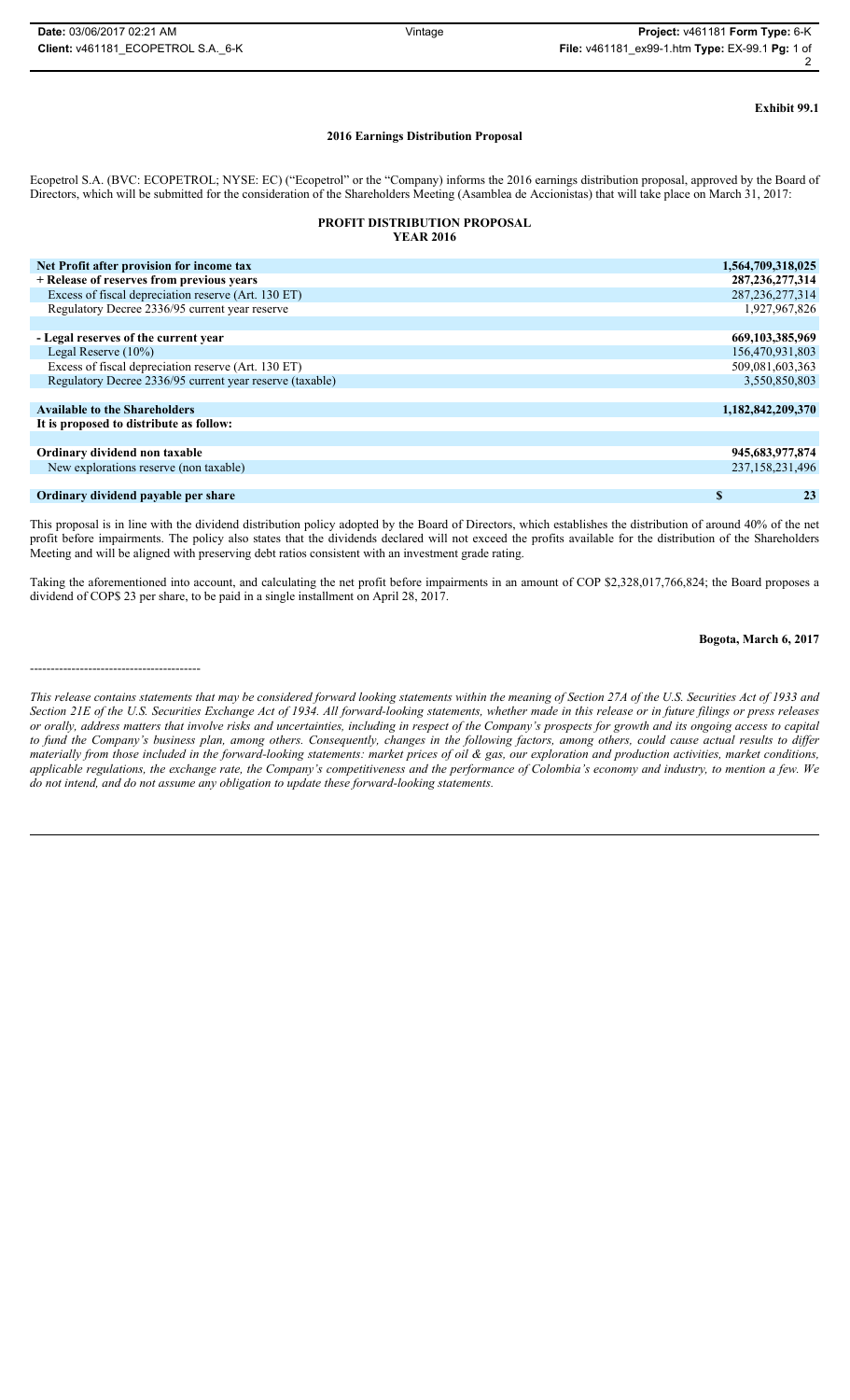**Exhibit 99.1**

**2016 Earnings Distribution Proposal**

Ecopetrol S.A. (BVC: ECOPETROL; NYSE: EC) ("Ecopetrol" or the "Company) informs the 2016 earnings distribution proposal, approved by the Board of Directors, which will be submitted for the consideration of the Shareholders Meeting (Asamblea de Accionistas) that will take place on March 31, 2017:

**PROFIT DISTRIBUTION PROPOSAL**
**YEAR 2016**

| | |
|---|---|
| **Net Profit after provision for income tax** | **1,564,709,318,025** |
| **+ Release of reserves from previous years** | **287,236,277,314** |
| Excess of fiscal depreciation reserve (Art. 130 ET) | 287,236,277,314 |
| Regulatory Decree 2336/95 current year reserve | 1,927,967,826 |
| | |
| **- Legal reserves of the current year** | **669,103,385,969** |
| Legal Reserve (10%) | 156,470,931,803 |
| Excess of fiscal depreciation reserve (Art. 130 ET) | 509,081,603,363 |
| Regulatory Decree 2336/95 current year reserve (taxable) | 3,550,850,803 |
| | |
| **Available to the Shareholders** | **1,182,842,209,370** |
| **It is proposed to distribute as follow:** | |
| | |
| **Ordinary dividend non taxable** | **945,683,977,874** |
| New explorations reserve (non taxable) | 237,158,231,496 |
| | |
| **Ordinary dividend payable per share** | **$ 23** |

This proposal is in line with the dividend distribution policy adopted by the Board of Directors, which establishes the distribution of around 40% of the net profit before impairments. The policy also states that the dividends declared will not exceed the profits available for the distribution of the Shareholders Meeting and will be aligned with preserving debt ratios consistent with an investment grade rating.

Taking the aforementioned into account, and calculating the net profit before impairments in an amount of COP $2,328,017,766,824; the Board proposes a dividend of COP$ 23 per share, to be paid in a single installment on April 28, 2017.

**Bogota, March 6, 2017**

----------------------------------------

*This release contains statements that may be considered forward looking statements within the meaning of Section 27A of the U.S. Securities Act of 1933 and Section 21E of the U.S. Securities Exchange Act of 1934. All forward-looking statements, whether made in this release or in future filings or press releases or orally, address matters that involve risks and uncertainties, including in respect of the Company's prospects for growth and its ongoing access to capital to fund the Company's business plan, among others. Consequently, changes in the following factors, among others, could cause actual results to differ materially from those included in the forward-looking statements: market prices of oil & gas, our exploration and production activities, market conditions, applicable regulations, the exchange rate, the Company's competitiveness and the performance of Colombia's economy and industry, to mention a few. We do not intend, and do not assume any obligation to update these forward-looking statements.*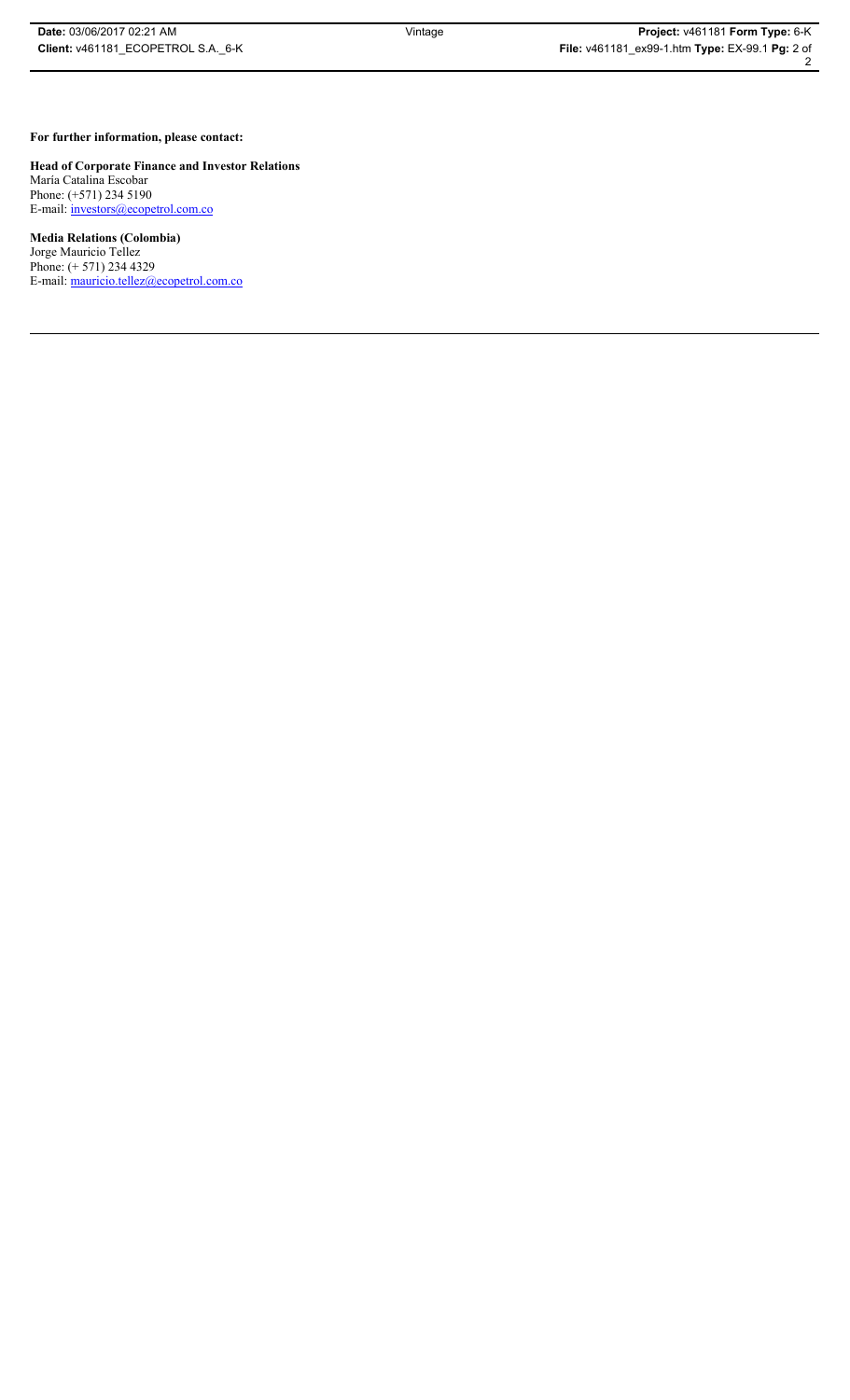**For further information, please contact:**

**Head of Corporate Finance and Investor Relations**
María Catalina Escobar
Phone: (+571) 234 5190
E-mail: investors@ecopetrol.com.co

**Media Relations (Colombia)**
Jorge Mauricio Tellez
Phone: (+ 571) 234 4329
E-mail: mauricio.tellez@ecopetrol.com.co